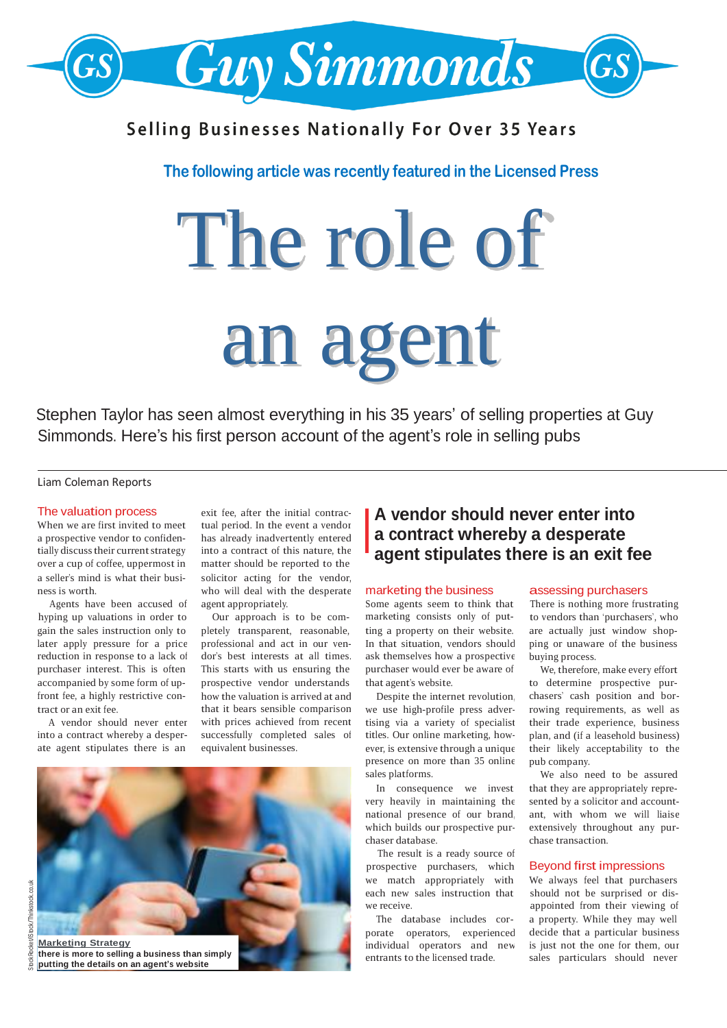# Guy Simmonds

**Selling Businesses Nationally For Over 35 Years**

**The following article was recently featured in the Licensed Press**

# The role of an agent

Stephen Taylor has seen almost everything in his 35 years' of selling properties at Guy Simmonds. Here's his first person account of the agent's role in selling pubs

Liam Coleman Reports

## The valuation process

When we are first invited to meet a prospective vendor to confidentially discuss their current strategy over a cup of coffee, uppermost in a seller's mind is what their business is worth.

Agents have been accused of hyping up valuations in order to gain the sales instruction only to later apply pressure for a price reduction in response to a lack of purchaser interest. This is often accompanied by some form of upfront fee, a highly restrictive contract or an exit fee.

A vendor should never enter into a contract whereby a desperate agent stipulates there is an exit fee, after the initial contractual period. In the event a vendor has already inadvertently entered into a contract of this nature, the matter should be reported to the solicitor acting for the vendor, who will deal with the desperate agent appropriately.

Our approach is to be completely transparent, reasonable, professional and act in our vendor's best interests at all times. This starts with us ensuring the prospective vendor understands how the valuation is arrived at and that it bears sensible comparison with prices achieved from recent successfully completed sales of equivalent businesses.

**Marketing Strategy**
**there is more to selling a business than simply putting the details on an agent's website**

StockRocket/iStock/Thinkstock.co.uk

> **A vendor should never enter into a contract whereby a desperate agent stipulates there is an exit fee**

## marketing the business

Some agents seem to think that marketing consists only of putting a property on their website. In that situation, vendors should ask themselves how a prospective purchaser would ever be aware of that agent's website.

Despite the internet revolution, we use high-profile press advertising via a variety of specialist titles. Our online marketing, however, is extensive through a unique presence on more than 35 online sales platforms.

In consequence we invest very heavily in maintaining the national presence of our brand, which builds our prospective purchaser database.

The result is a ready source of prospective purchasers, which we match appropriately with each new sales instruction that we receive.

The database includes corporate operators, experienced individual operators and new entrants to the licensed trade.

## assessing purchasers

There is nothing more frustrating to vendors than 'purchasers', who are actually just window shopping or unaware of the business buying process.

We, therefore, make every effort to determine prospective purchasers' cash position and borrowing requirements, as well as their trade experience, business plan, and (if a leasehold business) their likely acceptability to the pub company.

We also need to be assured that they are appropriately represented by a solicitor and accountant, with whom we will liaise extensively throughout any purchase transaction.

## Beyond first impressions

We always feel that purchasers should not be surprised or disappointed from their viewing of a property. While they may well decide that a particular business is just not the one for them, our sales particulars should never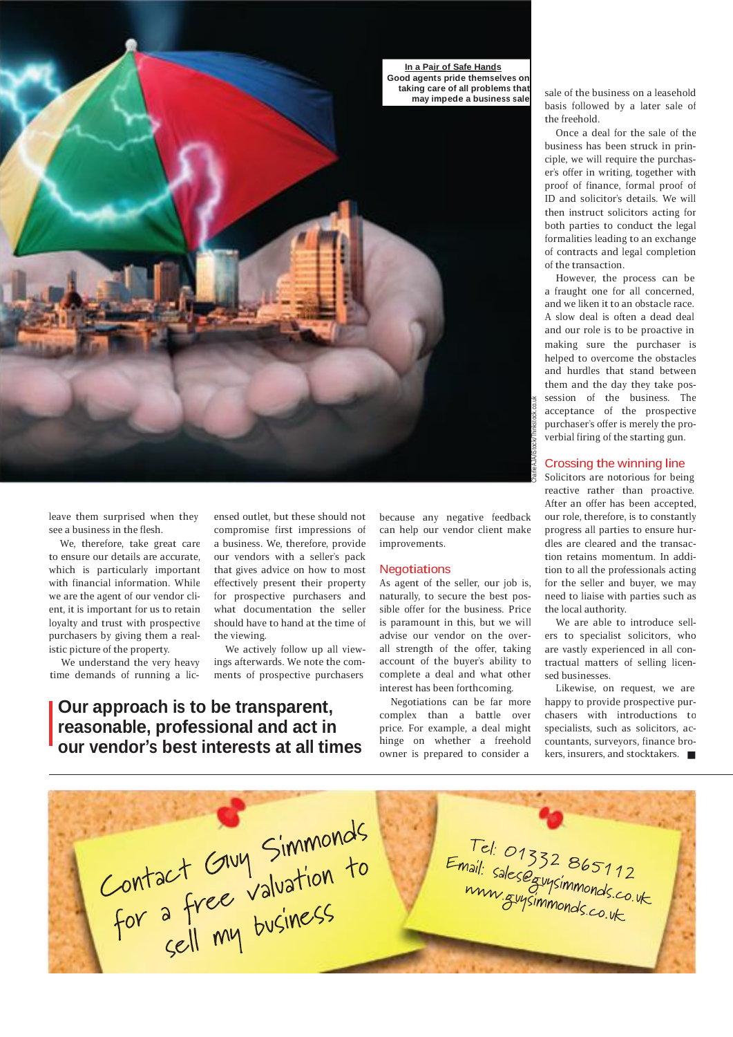**In a Pair of Safe Hands**
**Good agents pride themselves on taking care of all problems that may impede a business sale**

Charlie AJA/iStock/Thinkstock.co.uk

leave them surprised when they see a business in the flesh.

We, therefore, take great care to ensure our details are accurate, which is particularly important with financial information. While we are the agent of our vendor client, it is important for us to retain loyalty and trust with prospective purchasers by giving them a realistic picture of the property.

We understand the very heavy time demands of running a licensed outlet, but these should not compromise first impressions of a business. We, therefore, provide our vendors with a seller's pack that gives advice on how to most effectively present their property for prospective purchasers and what documentation the seller should have to hand at the time of the viewing.

We actively follow up all viewings afterwards. We note the comments of prospective purchasers because any negative feedback can help our vendor client make improvements.

## Our approach is to be transparent, reasonable, professional and act in our vendor's best interests at all times

## Negotiations

As agent of the seller, our job is, naturally, to secure the best possible offer for the business. Price is paramount in this, but we will advise our vendor on the overall strength of the offer, taking account of the buyer's ability to complete a deal and what other interest has been forthcoming.

Negotiations can be far more complex than a battle over price. For example, a deal might hinge on whether a freehold owner is prepared to consider a sale of the business on a leasehold basis followed by a later sale of the freehold.

Once a deal for the sale of the business has been struck in principle, we will require the purchaser's offer in writing, together with proof of finance, formal proof of ID and solicitor's details. We will then instruct solicitors acting for both parties to conduct the legal formalities leading to an exchange of contracts and legal completion of the transaction.

However, the process can be a fraught one for all concerned, and we liken it to an obstacle race. A slow deal is often a dead deal and our role is to be proactive in making sure the purchaser is helped to overcome the obstacles and hurdles that stand between them and the day they take possession of the business. The acceptance of the prospective purchaser's offer is merely the proverbial firing of the starting gun.

## Crossing the winning line

Solicitors are notorious for being reactive rather than proactive. After an offer has been accepted, our role, therefore, is to constantly progress all parties to ensure hurdles are cleared and the transaction retains momentum. In addition to all the professionals acting for the seller and buyer, we may need to liaise with parties such as the local authority.

We are able to introduce sellers to specialist solicitors, who are vastly experienced in all contractual matters of selling licensed businesses.

Likewise, on request, we are happy to provide prospective purchasers with introductions to specialists, such as solicitors, accountants, surveyors, finance brokers, insurers, and stocktakers. ■

Contact Guy Simmonds for a free valuation to sell my business

Tel: 01332 865112
Email: sales@guysimmonds.co.uk
www.guysimmonds.co.uk